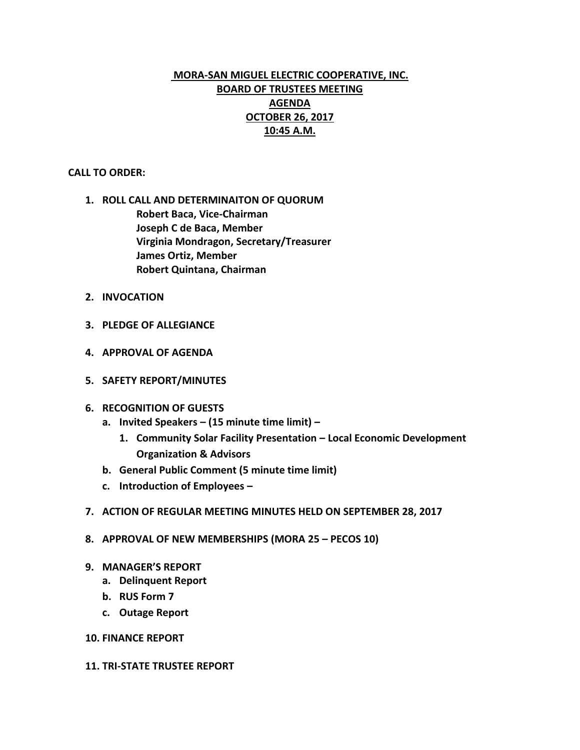# MORA-SAN MIGUEL ELECTRIC COOPERATIVE, INC.
## BOARD OF TRUSTEES MEETING
## AGENDA
## OCTOBER 26, 2017
## 10:45 A.M.

**CALL TO ORDER:**

1. **ROLL CALL AND DETERMINAITON OF QUORUM**
   - **Robert Baca, Vice-Chairman**
   - **Joseph C de Baca, Member**
   - **Virginia Mondragon, Secretary/Treasurer**
   - **James Ortiz, Member**
   - **Robert Quintana, Chairman**

2. **INVOCATION**

3. **PLEDGE OF ALLEGIANCE**

4. **APPROVAL OF AGENDA**

5. **SAFETY REPORT/MINUTES**

6. **RECOGNITION OF GUESTS**
   - a. **Invited Speakers – (15 minute time limit) –**
     1. **Community Solar Facility Presentation – Local Economic Development Organization & Advisors**
   - b. **General Public Comment (5 minute time limit)**
   - c. **Introduction of Employees –**

7. **ACTION OF REGULAR MEETING MINUTES HELD ON SEPTEMBER 28, 2017**

8. **APPROVAL OF NEW MEMBERSHIPS (MORA 25 – PECOS 10)**

9. **MANAGER'S REPORT**
   - a. **Delinquent Report**
   - b. **RUS Form 7**
   - c. **Outage Report**

10. **FINANCE REPORT**

11. **TRI-STATE TRUSTEE REPORT**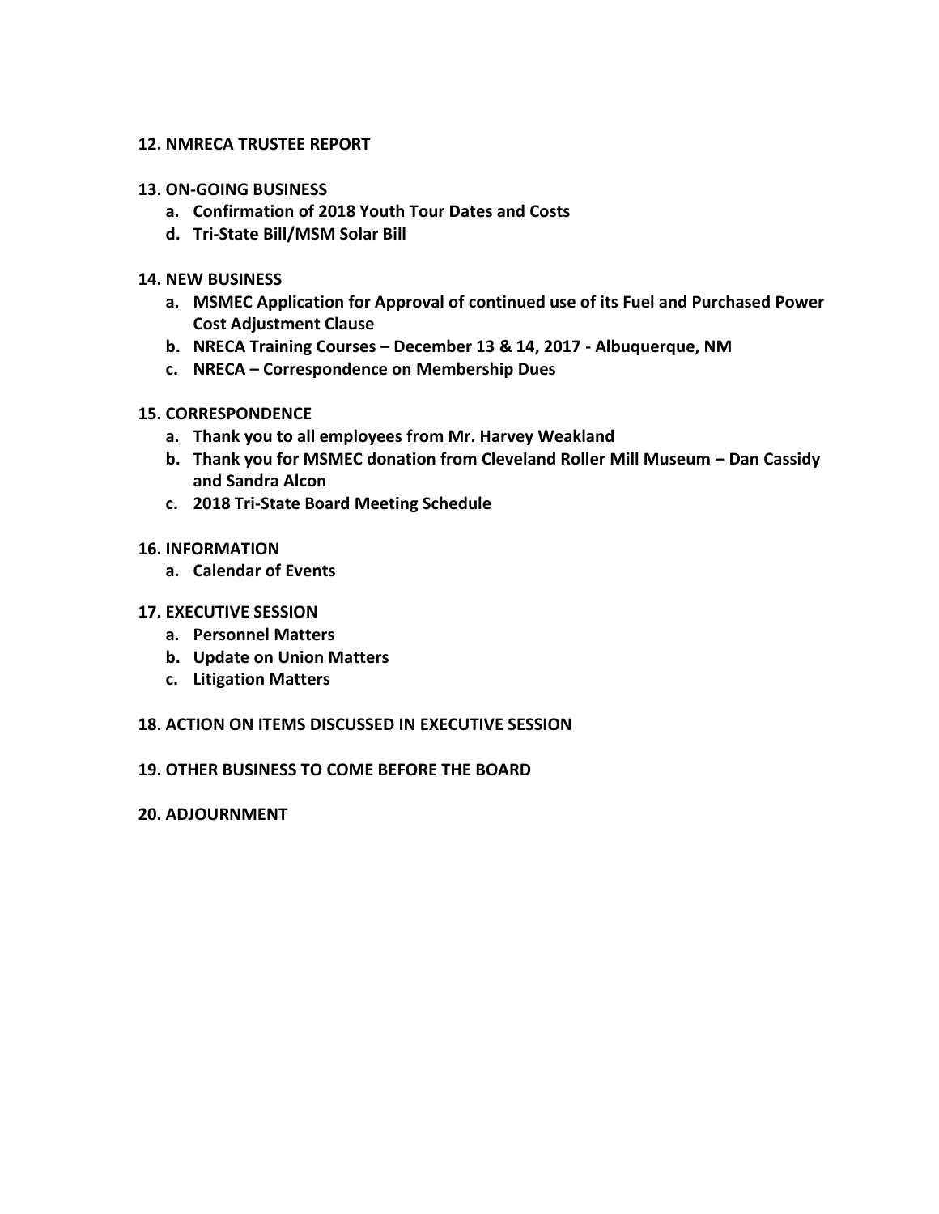**12. NMRECA TRUSTEE REPORT**

**13. ON-GOING BUSINESS**

- **a. Confirmation of 2018 Youth Tour Dates and Costs**
- **d. Tri-State Bill/MSM Solar Bill**

**14. NEW BUSINESS**

- **a. MSMEC Application for Approval of continued use of its Fuel and Purchased Power Cost Adjustment Clause**
- **b. NRECA Training Courses – December 13 & 14, 2017 - Albuquerque, NM**
- **c. NRECA – Correspondence on Membership Dues**

**15. CORRESPONDENCE**

- **a. Thank you to all employees from Mr. Harvey Weakland**
- **b. Thank you for MSMEC donation from Cleveland Roller Mill Museum – Dan Cassidy and Sandra Alcon**
- **c. 2018 Tri-State Board Meeting Schedule**

**16. INFORMATION**

- **a. Calendar of Events**

**17. EXECUTIVE SESSION**

- **a. Personnel Matters**
- **b. Update on Union Matters**
- **c. Litigation Matters**

**18. ACTION ON ITEMS DISCUSSED IN EXECUTIVE SESSION**

**19. OTHER BUSINESS TO COME BEFORE THE BOARD**

**20. ADJOURNMENT**